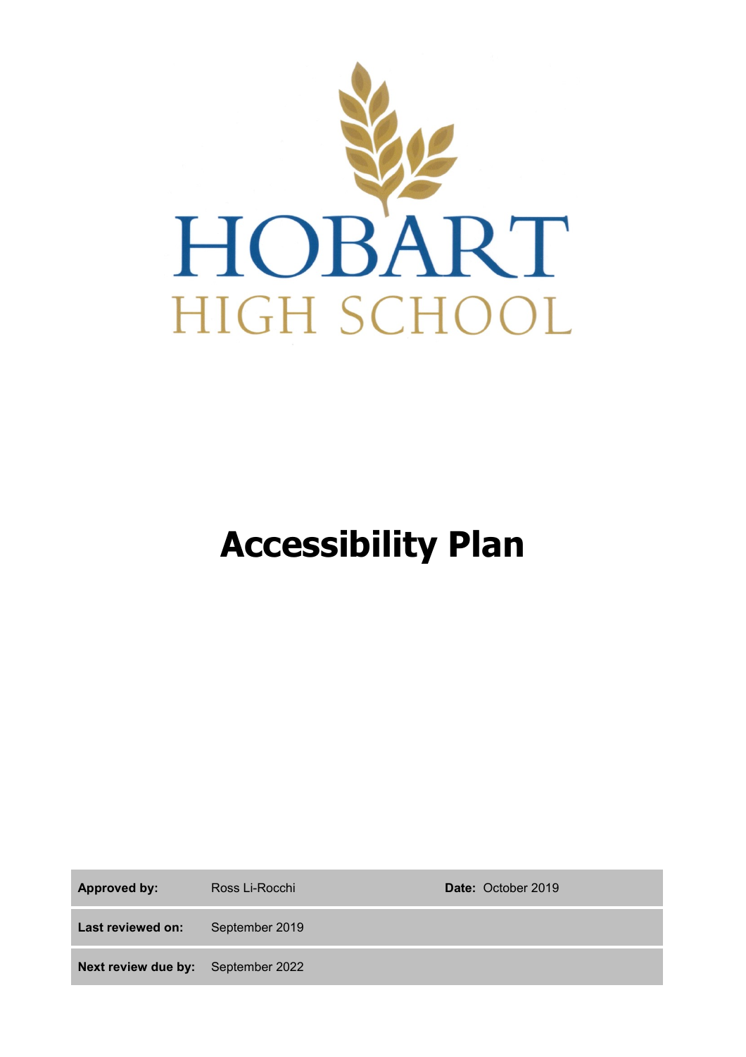HOBART

HIGH SCHOOL

# Accessibility Plan

| **Approved by:** | Ross Li-Rocchi | **Date:** October 2019 |
| --- | --- | --- |
| **Last reviewed on:** | September 2019 | |
| **Next review due by:** | September 2022 | |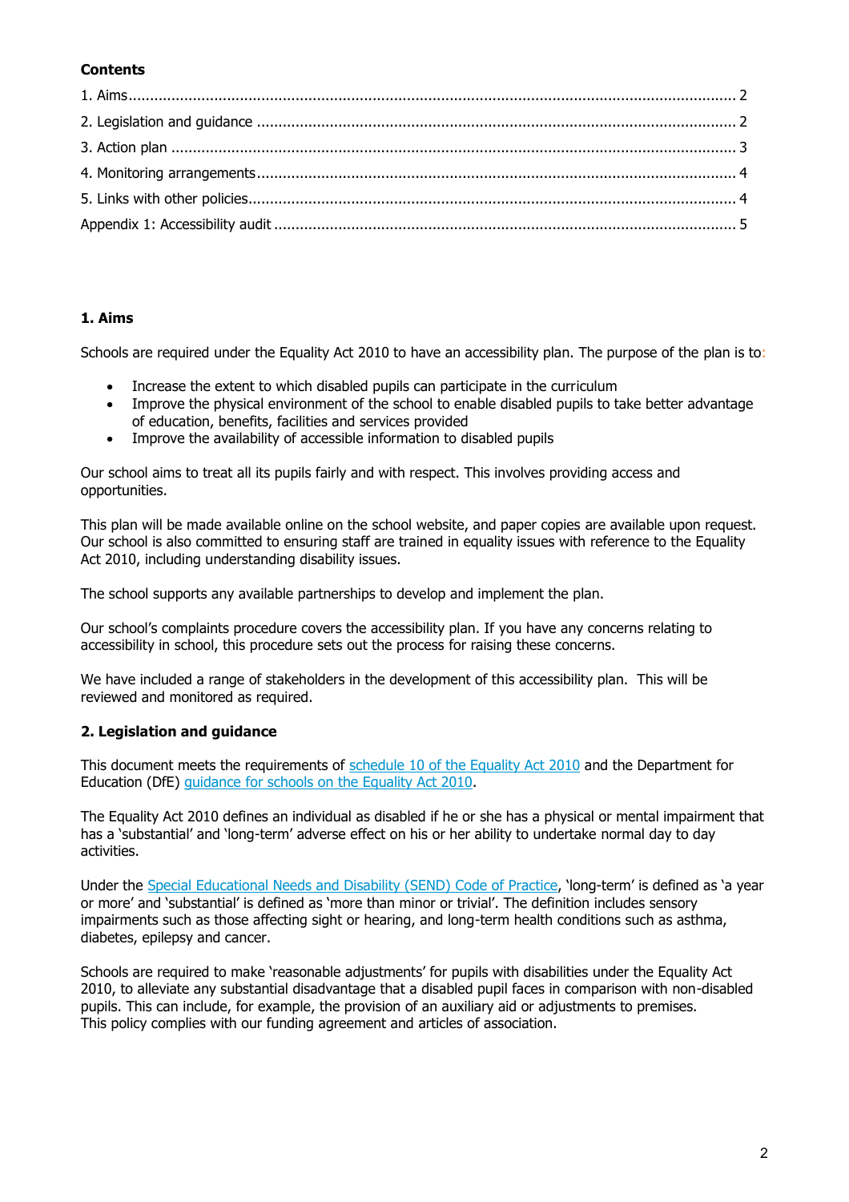**Contents**

1. Aims ............................................................................................................................................. 2
2. Legislation and guidance ................................................................................................................ 2
3. Action plan ................................................................................................................................... 3
4. Monitoring arrangements ............................................................................................................... 4
5. Links with other policies ................................................................................................................. 4

Appendix 1: Accessibility audit ........................................................................................................... 5

## 1. Aims

Schools are required under the Equality Act 2010 to have an accessibility plan. The purpose of the plan is to:

- Increase the extent to which disabled pupils can participate in the curriculum
- Improve the physical environment of the school to enable disabled pupils to take better advantage of education, benefits, facilities and services provided
- Improve the availability of accessible information to disabled pupils

Our school aims to treat all its pupils fairly and with respect. This involves providing access and opportunities.

This plan will be made available online on the school website, and paper copies are available upon request. Our school is also committed to ensuring staff are trained in equality issues with reference to the Equality Act 2010, including understanding disability issues.

The school supports any available partnerships to develop and implement the plan.

Our school's complaints procedure covers the accessibility plan. If you have any concerns relating to accessibility in school, this procedure sets out the process for raising these concerns.

We have included a range of stakeholders in the development of this accessibility plan. This will be reviewed and monitored as required.

## 2. Legislation and guidance

This document meets the requirements of schedule 10 of the Equality Act 2010 and the Department for Education (DfE) guidance for schools on the Equality Act 2010.

The Equality Act 2010 defines an individual as disabled if he or she has a physical or mental impairment that has a 'substantial' and 'long-term' adverse effect on his or her ability to undertake normal day to day activities.

Under the Special Educational Needs and Disability (SEND) Code of Practice, 'long-term' is defined as 'a year or more' and 'substantial' is defined as 'more than minor or trivial'. The definition includes sensory impairments such as those affecting sight or hearing, and long-term health conditions such as asthma, diabetes, epilepsy and cancer.

Schools are required to make 'reasonable adjustments' for pupils with disabilities under the Equality Act 2010, to alleviate any substantial disadvantage that a disabled pupil faces in comparison with non-disabled pupils. This can include, for example, the provision of an auxiliary aid or adjustments to premises.
This policy complies with our funding agreement and articles of association.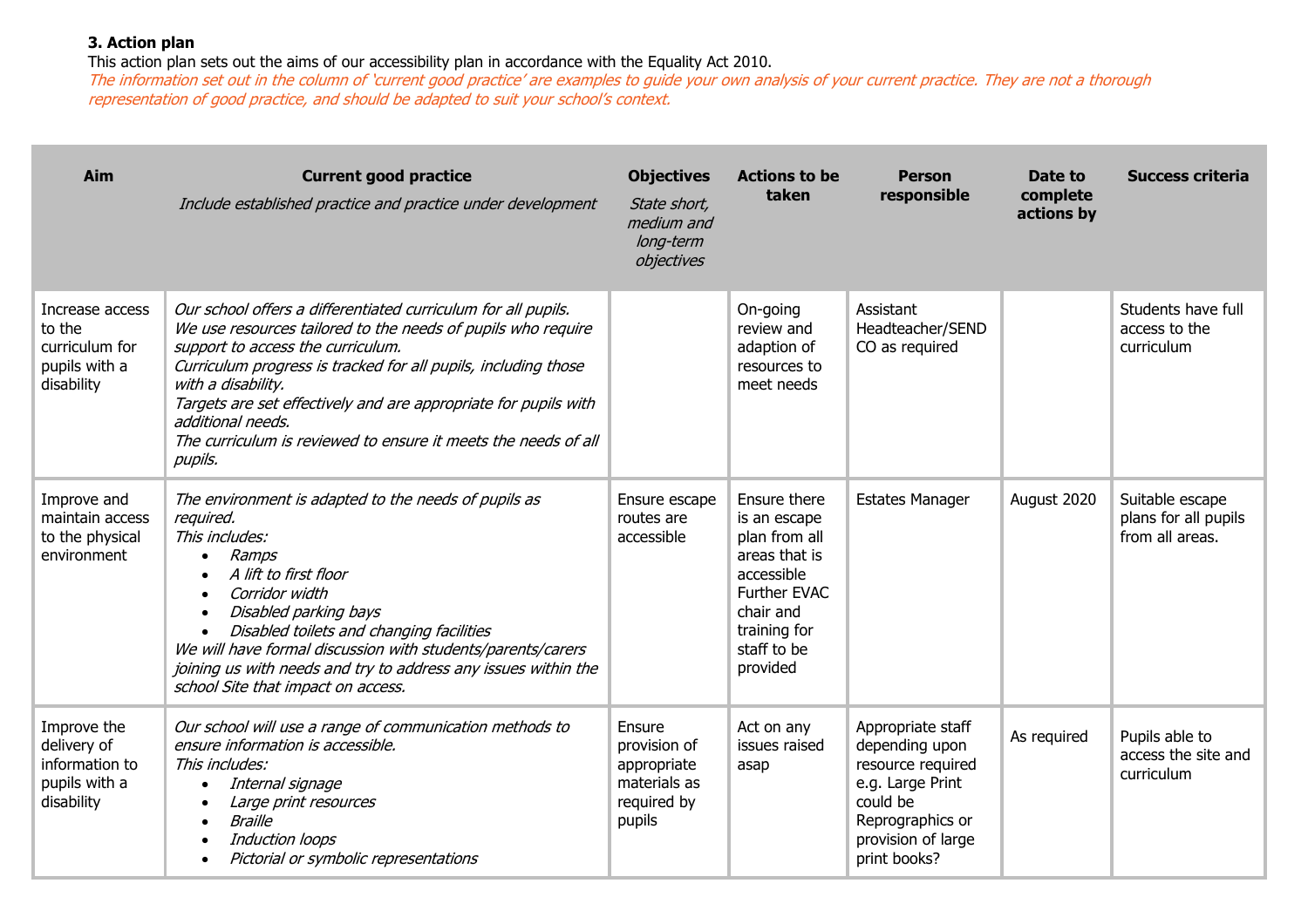### 3. Action plan

This action plan sets out the aims of our accessibility plan in accordance with the Equality Act 2010.

*The information set out in the column of 'current good practice' are examples to guide your own analysis of your current practice. They are not a thorough representation of good practice, and should be adapted to suit your school's context.*

| Aim | Current good practice<br>*Include established practice and practice under development* | Objectives<br>*State short, medium and long-term objectives* | Actions to be taken | Person responsible | Date to complete actions by | Success criteria |
|---|---|---|---|---|---|---|
| Increase access to the curriculum for pupils with a disability | *Our school offers a differentiated curriculum for all pupils.*<br>*We use resources tailored to the needs of pupils who require support to access the curriculum.*<br>*Curriculum progress is tracked for all pupils, including those with a disability.*<br>*Targets are set effectively and are appropriate for pupils with additional needs.*<br>*The curriculum is reviewed to ensure it meets the needs of all pupils.* | | On-going review and adaption of resources to meet needs | Assistant Headteacher/SENDCO as required | | Students have full access to the curriculum |
| Improve and maintain access to the physical environment | *The environment is adapted to the needs of pupils as required.*<br>*This includes:*<br>• *Ramps*<br>• *A lift to first floor*<br>• *Corridor width*<br>• *Disabled parking bays*<br>• *Disabled toilets and changing facilities*<br>*We will have formal discussion with students/parents/carers joining us with needs and try to address any issues within the school Site that impact on access.* | Ensure escape routes are accessible | Ensure there is an escape plan from all areas that is accessible Further EVAC chair and training for staff to be provided | Estates Manager | August 2020 | Suitable escape plans for all pupils from all areas. |
| Improve the delivery of information to pupils with a disability | *Our school will use a range of communication methods to ensure information is accessible.*<br>*This includes:*<br>• *Internal signage*<br>• *Large print resources*<br>• *Braille*<br>• *Induction loops*<br>• *Pictorial or symbolic representations* | Ensure provision of appropriate materials as required by pupils | Act on any issues raised asap | Appropriate staff depending upon resource required e.g. Large Print could be Reprographics or provision of large print books? | As required | Pupils able to access the site and curriculum |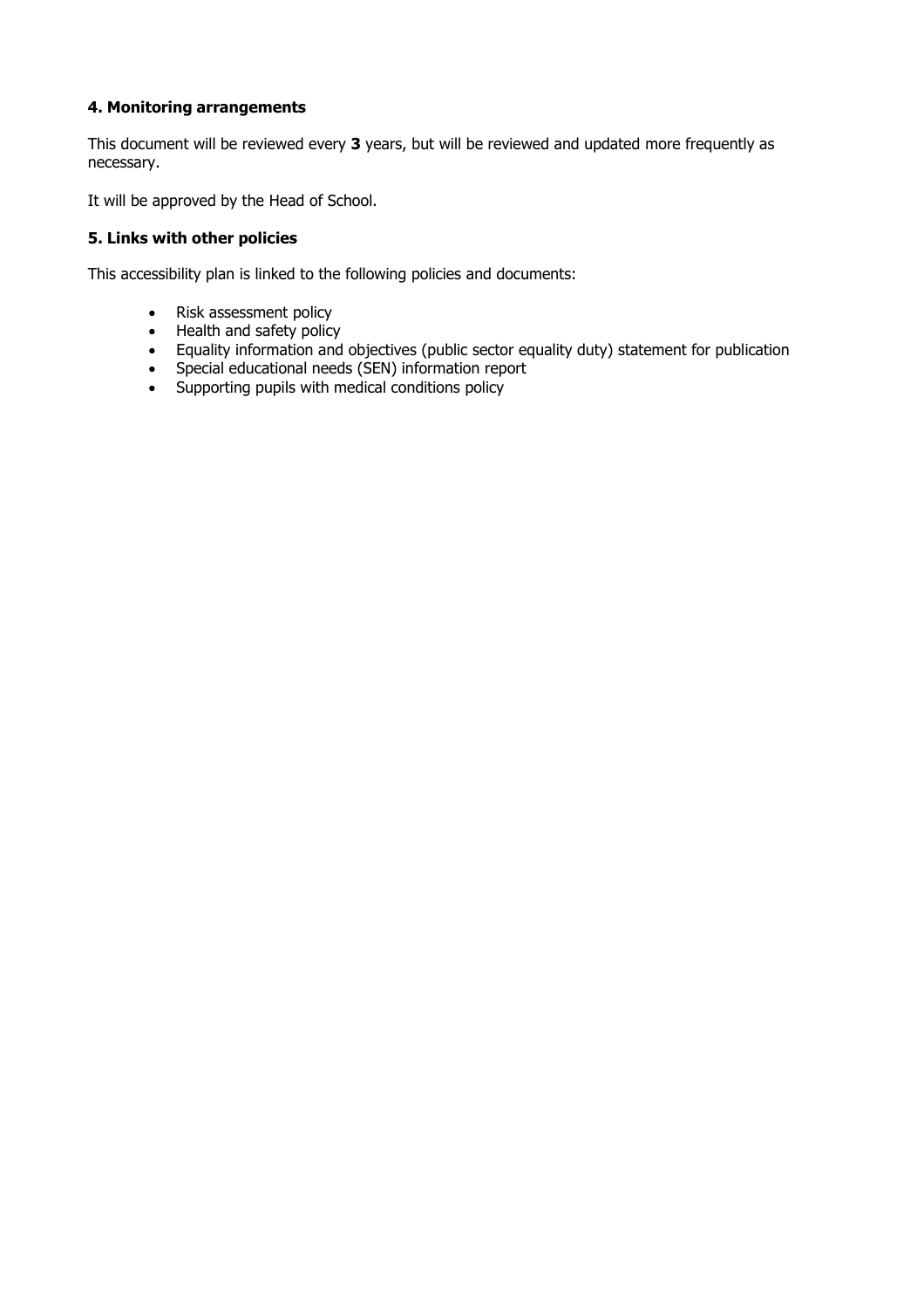### 4. Monitoring arrangements

This document will be reviewed every **3** years, but will be reviewed and updated more frequently as necessary.

It will be approved by the Head of School.

### 5. Links with other policies

This accessibility plan is linked to the following policies and documents:

- Risk assessment policy
- Health and safety policy
- Equality information and objectives (public sector equality duty) statement for publication
- Special educational needs (SEN) information report
- Supporting pupils with medical conditions policy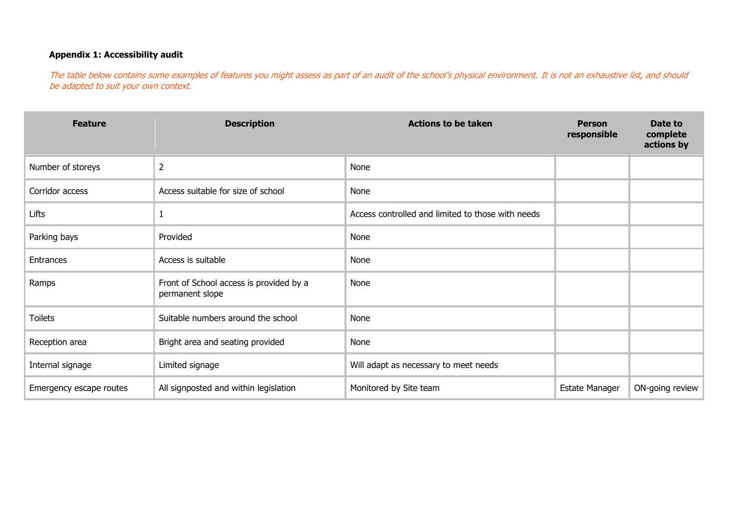**Appendix 1: Accessibility audit**

*The table below contains some examples of features you might assess as part of an audit of the school's physical environment. It is not an exhaustive list, and should be adapted to suit your own context.*

| Feature | Description | Actions to be taken | Person responsible | Date to complete actions by |
|---|---|---|---|---|
| Number of storeys | 2 | None | | |
| Corridor access | Access suitable for size of school | None | | |
| Lifts | 1 | Access controlled and limited to those with needs | | |
| Parking bays | Provided | None | | |
| Entrances | Access is suitable | None | | |
| Ramps | Front of School access is provided by a permanent slope | None | | |
| Toilets | Suitable numbers around the school | None | | |
| Reception area | Bright area and seating provided | None | | |
| Internal signage | Limited signage | Will adapt as necessary to meet needs | | |
| Emergency escape routes | All signposted and within legislation | Monitored by Site team | Estate Manager | ON-going review |